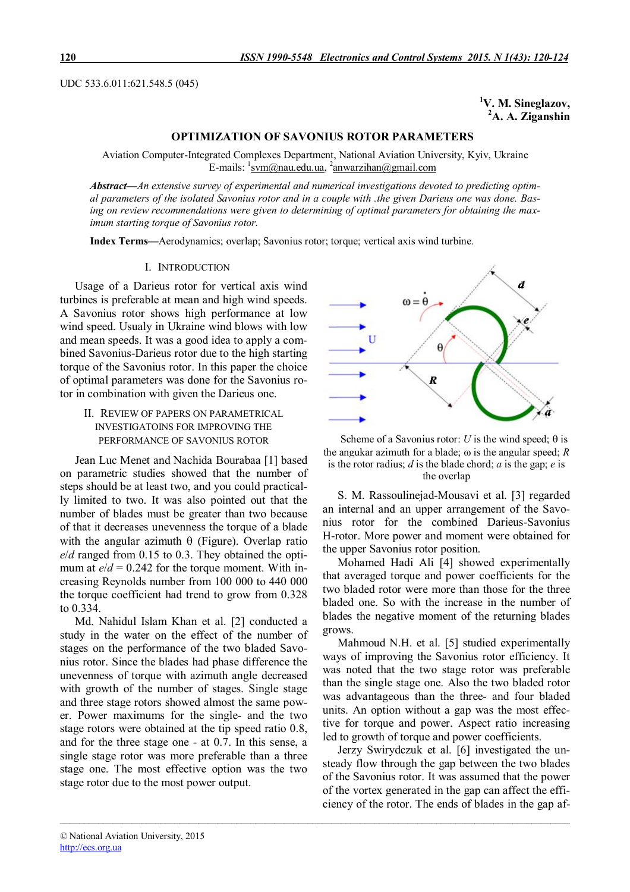UDC 533.6.011:621.548.5 (045)

**[1]V. M. Sineglazov,**
**[2]A. A. Ziganshin**

# OPTIMIZATION OF SAVONIUS ROTOR PARAMETERS

Aviation Computer-Integrated Complexes Department, National Aviation University, Kyiv, Ukraine
E-mails: [1]svm@nau.edu.ua, [2]anwarzihan@gmail.com

***Abstract*—*An extensive survey of experimental and numerical investigations devoted to predicting optimal parameters of the isolated Savonius rotor and in a couple with .the given Darieus one was done. Basing on review recommendations were given to determining of optimal parameters for obtaining the maximum starting torque of Savonius rotor.***

**Index Terms**—Aerodynamics; overlap; Savonius rotor; torque; vertical axis wind turbine.

## I. INTRODUCTION

Usage of a Darieus rotor for vertical axis wind turbines is preferable at mean and high wind speeds. A Savonius rotor shows high performance at low wind speed. Usualy in Ukraine wind blows with low and mean speeds. It was a good idea to apply a combined Savonius-Darieus rotor due to the high starting torque of the Savonius rotor. In this paper the choice of optimal parameters was done for the Savonius rotor in combination with given the Darieus one.

## II. REVIEW OF PAPERS ON PARAMETRICAL INVESTIGATOINS FOR IMPROVING THE PERFORMANCE OF SAVONIUS ROTOR

Jean Luc Menet and Nachida Bourabaa [1] based on parametric studies showed that the number of steps should be at least two, and you could practically limited to two. It was also pointed out that the number of blades must be greater than two because of that it decreases unevenness the torque of a blade with the angular azimuth θ (Figure). Overlap ratio $e/d$ ranged from 0.15 to 0.3. They obtained the optimum at $e/d = 0.242$ for the torque moment. With increasing Reynolds number from 100 000 to 440 000 the torque coefficient had trend to grow from 0.328 to 0.334.

Md. Nahidul Islam Khan et al. [2] conducted a study in the water on the effect of the number of stages on the performance of the two bladed Savonius rotor. Since the blades had phase difference the unevenness of torque with azimuth angle decreased with growth of the number of stages. Single stage and three stage rotors showed almost the same power. Power maximums for the single- and the two stage rotors were obtained at the tip speed ratio 0.8, and for the three stage one - at 0.7. In this sense, a single stage rotor was more preferable than a three stage one. The most effective option was the two stage rotor due to the most power output.

$\omega = \dot{\theta}$

U

θ

R

d

e

a

Scheme of a Savonius rotor: $U$ is the wind speed; θ is the angukar azimuth for a blade; ω is the angular speed; $R$ is the rotor radius; $d$ is the blade chord; $a$ is the gap; $e$ is the overlap

S. M. Rassoulinejad-Mousavi et al. [3] regarded an internal and an upper arrangement of the Savonius rotor for the combined Darieus-Savonius H-rotor. More power and moment were obtained for the upper Savonius rotor position.

Mohamed Hadi Ali [4] showed experimentally that averaged torque and power coefficients for the two bladed rotor were more than those for the three bladed one. So with the increase in the number of blades the negative moment of the returning blades grows.

Mahmoud N.H. et al. [5] studied experimentally ways of improving the Savonius rotor efficiency. It was noted that the two stage rotor was preferable than the single stage one. Also the two bladed rotor was advantageous than the three- and four bladed units. An option without a gap was the most effective for torque and power. Aspect ratio increasing led to growth of torque and power coefficients.

Jerzy Swirydczuk et al. [6] investigated the unsteady flow through the gap between the two blades of the Savonius rotor. It was assumed that the power of the vortex generated in the gap can affect the efficiency of the rotor. The ends of blades in the gap af-

© National Aviation University, 2015
http://ecs.org.ua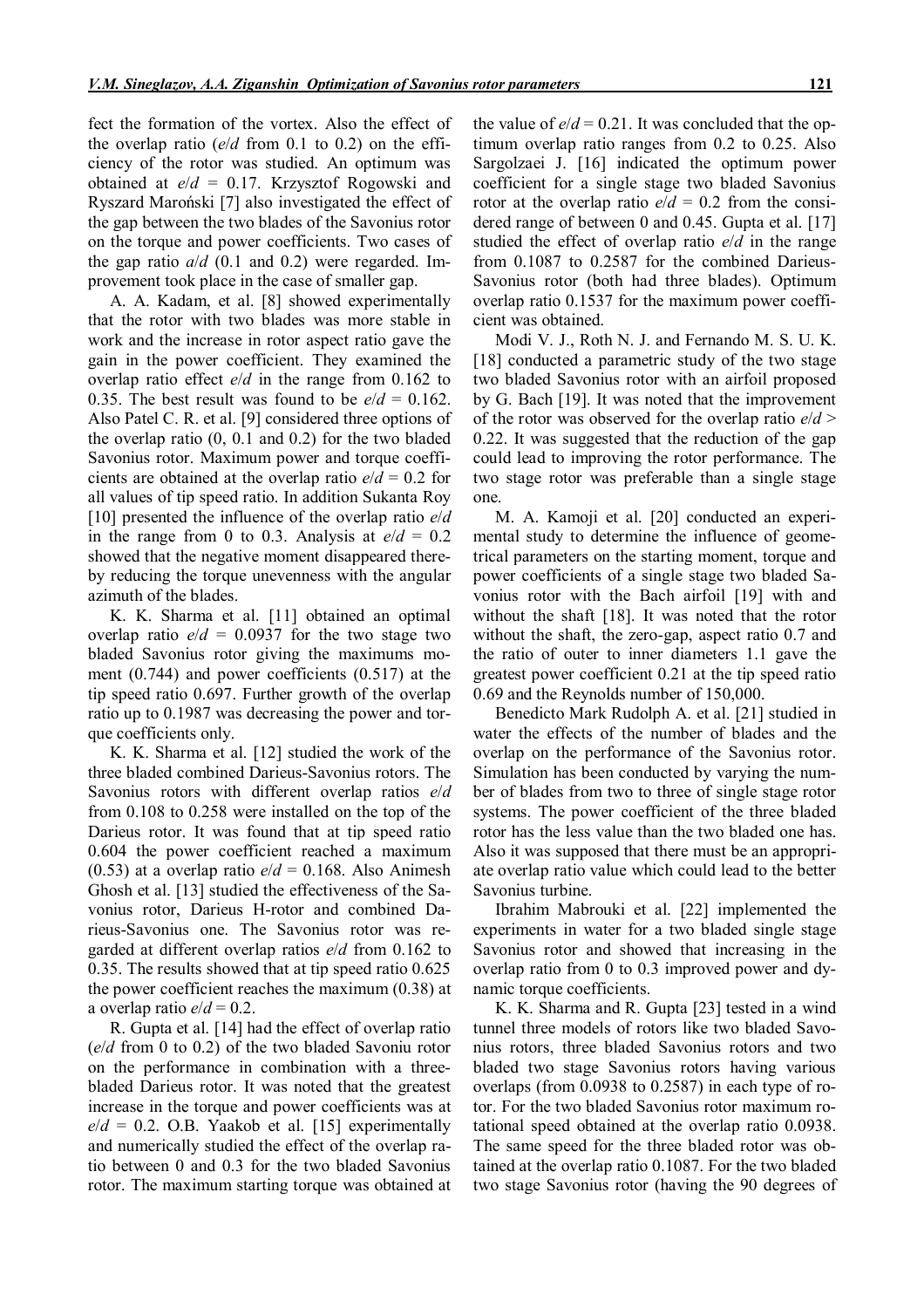fect the formation of the vortex. Also the effect of the overlap ratio ($e/d$ from 0.1 to 0.2) on the efficiency of the rotor was studied. An optimum was obtained at $e/d$ = 0.17. Krzysztof Rogowski and Ryszard Maroński [7] also investigated the effect of the gap between the two blades of the Savonius rotor on the torque and power coefficients. Two cases of the gap ratio $a/d$ (0.1 and 0.2) were regarded. Improvement took place in the case of smaller gap.

A. A. Kadam, et al. [8] showed experimentally that the rotor with two blades was more stable in work and the increase in rotor aspect ratio gave the gain in the power coefficient. They examined the overlap ratio effect $e/d$ in the range from 0.162 to 0.35. The best result was found to be $e/d$ = 0.162. Also Patel C. R. et al. [9] considered three options of the overlap ratio (0, 0.1 and 0.2) for the two bladed Savonius rotor. Maximum power and torque coefficients are obtained at the overlap ratio $e/d$ = 0.2 for all values of tip speed ratio. In addition Sukanta Roy [10] presented the influence of the overlap ratio $e/d$ in the range from 0 to 0.3. Analysis at $e/d$ = 0.2 showed that the negative moment disappeared thereby reducing the torque unevenness with the angular azimuth of the blades.

K. K. Sharma et al. [11] obtained an optimal overlap ratio $e/d$ = 0.0937 for the two stage two bladed Savonius rotor giving the maximums moment (0.744) and power coefficients (0.517) at the tip speed ratio 0.697. Further growth of the overlap ratio up to 0.1987 was decreasing the power and torque coefficients only.

K. K. Sharma et al. [12] studied the work of the three bladed combined Darieus-Savonius rotors. The Savonius rotors with different overlap ratios $e/d$ from 0.108 to 0.258 were installed on the top of the Darieus rotor. It was found that at tip speed ratio 0.604 the power coefficient reached a maximum (0.53) at a overlap ratio $e/d$ = 0.168. Also Animesh Ghosh et al. [13] studied the effectiveness of the Savonius rotor, Darieus H-rotor and combined Darieus-Savonius one. The Savonius rotor was regarded at different overlap ratios $e/d$ from 0.162 to 0.35. The results showed that at tip speed ratio 0.625 the power coefficient reaches the maximum (0.38) at a overlap ratio $e/d$ = 0.2.

R. Gupta et al. [14] had the effect of overlap ratio ($e/d$ from 0 to 0.2) of the two bladed Savoniu rotor on the performance in combination with a three-bladed Darieus rotor. It was noted that the greatest increase in the torque and power coefficients was at $e/d$ = 0.2. O.B. Yaakob et al. [15] experimentally and numerically studied the effect of the overlap ratio between 0 and 0.3 for the two bladed Savonius rotor. The maximum starting torque was obtained at the value of $e/d$ = 0.21. It was concluded that the optimum overlap ratio ranges from 0.2 to 0.25. Also Sargolzaei J. [16] indicated the optimum power coefficient for a single stage two bladed Savonius rotor at the overlap ratio $e/d$ = 0.2 from the considered range of between 0 and 0.45. Gupta et al. [17] studied the effect of overlap ratio $e/d$ in the range from 0.1087 to 0.2587 for the combined Darieus-Savonius rotor (both had three blades). Optimum overlap ratio 0.1537 for the maximum power coefficient was obtained.

Modi V. J., Roth N. J. and Fernando M. S. U. K. [18] conducted a parametric study of the two stage two bladed Savonius rotor with an airfoil proposed by G. Bach [19]. It was noted that the improvement of the rotor was observed for the overlap ratio $e/d$ > 0.22. It was suggested that the reduction of the gap could lead to improving the rotor performance. The two stage rotor was preferable than a single stage one.

M. A. Kamoji et al. [20] conducted an experimental study to determine the influence of geometrical parameters on the starting moment, torque and power coefficients of a single stage two bladed Savonius rotor with the Bach airfoil [19] with and without the shaft [18]. It was noted that the rotor without the shaft, the zero-gap, aspect ratio 0.7 and the ratio of outer to inner diameters 1.1 gave the greatest power coefficient 0.21 at the tip speed ratio 0.69 and the Reynolds number of 150,000.

Benedicto Mark Rudolph A. et al. [21] studied in water the effects of the number of blades and the overlap on the performance of the Savonius rotor. Simulation has been conducted by varying the number of blades from two to three of single stage rotor systems. The power coefficient of the three bladed rotor has the less value than the two bladed one has. Also it was supposed that there must be an appropriate overlap ratio value which could lead to the better Savonius turbine.

Ibrahim Mabrouki et al. [22] implemented the experiments in water for a two bladed single stage Savonius rotor and showed that increasing in the overlap ratio from 0 to 0.3 improved power and dynamic torque coefficients.

K. K. Sharma and R. Gupta [23] tested in a wind tunnel three models of rotors like two bladed Savonius rotors, three bladed Savonius rotors and two bladed two stage Savonius rotors having various overlaps (from 0.0938 to 0.2587) in each type of rotor. For the two bladed Savonius rotor maximum rotational speed obtained at the overlap ratio 0.0938. The same speed for the three bladed rotor was obtained at the overlap ratio 0.1087. For the two bladed two stage Savonius rotor (having the 90 degrees of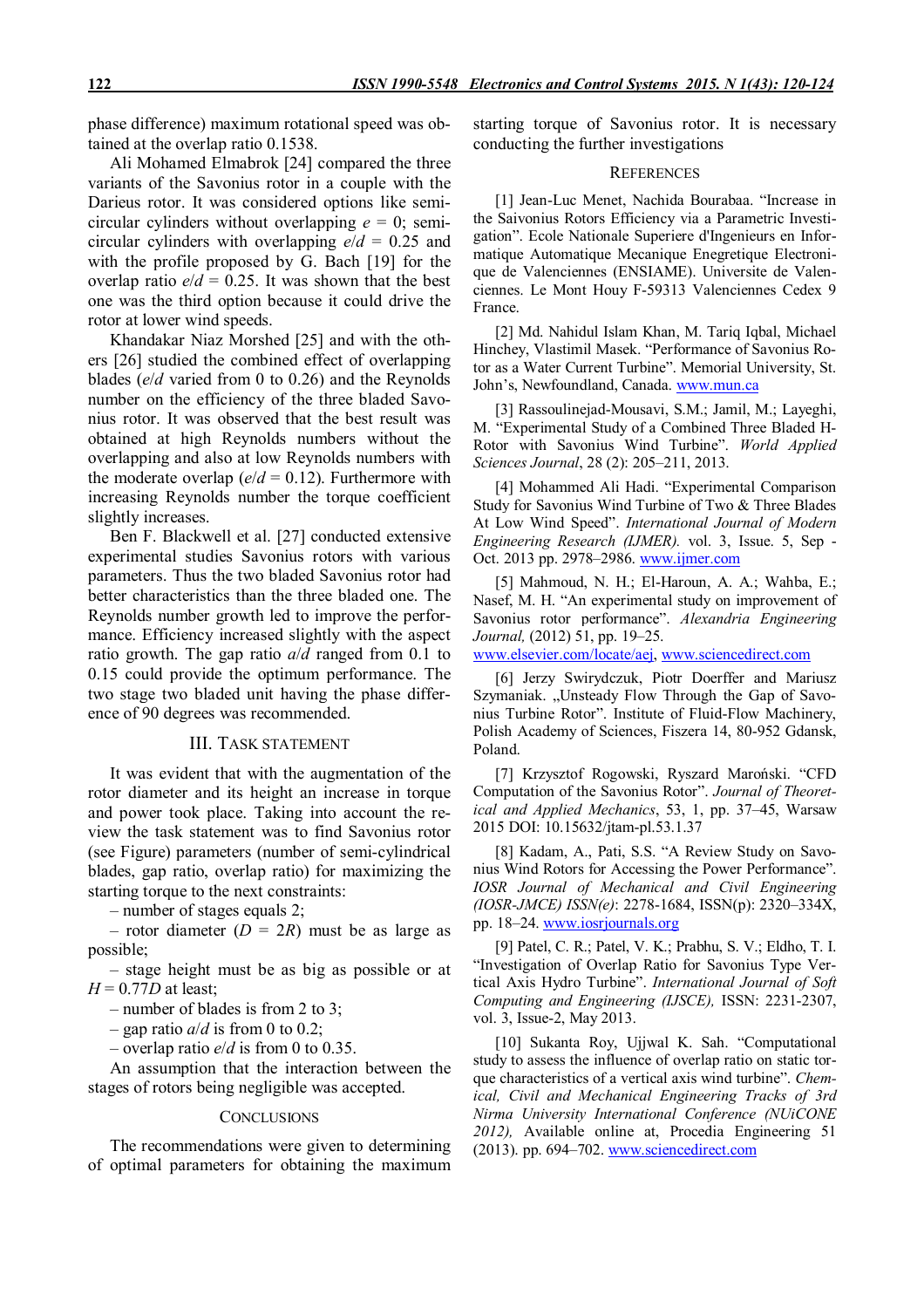phase difference) maximum rotational speed was obtained at the overlap ratio 0.1538.

Ali Mohamed Elmabrok [24] compared the three variants of the Savonius rotor in a couple with the Darieus rotor. It was considered options like semi-circular cylinders without overlapping $e = 0$; semi-circular cylinders with overlapping $e/d = 0.25$ and with the profile proposed by G. Bach [19] for the overlap ratio $e/d = 0.25$. It was shown that the best one was the third option because it could drive the rotor at lower wind speeds.

Khandakar Niaz Morshed [25] and with the others [26] studied the combined effect of overlapping blades ($e/d$ varied from 0 to 0.26) and the Reynolds number on the efficiency of the three bladed Savonius rotor. It was observed that the best result was obtained at high Reynolds numbers without the overlapping and also at low Reynolds numbers with the moderate overlap ($e/d = 0.12$). Furthermore with increasing Reynolds number the torque coefficient slightly increases.

Ben F. Blackwell et al. [27] conducted extensive experimental studies Savonius rotors with various parameters. Thus the two bladed Savonius rotor had better characteristics than the three bladed one. The Reynolds number growth led to improve the performance. Efficiency increased slightly with the aspect ratio growth. The gap ratio $a/d$ ranged from 0.1 to 0.15 could provide the optimum performance. The two stage two bladed unit having the phase difference of 90 degrees was recommended.

## III. Task statement

It was evident that with the augmentation of the rotor diameter and its height an increase in torque and power took place. Taking into account the review the task statement was to find Savonius rotor (see Figure) parameters (number of semi-cylindrical blades, gap ratio, overlap ratio) for maximizing the starting torque to the next constraints:

– number of stages equals 2;

– rotor diameter ($D = 2R$) must be as large as possible;

– stage height must be as big as possible or at $H = 0.77D$ at least;

– number of blades is from 2 to 3;

– gap ratio $a/d$ is from 0 to 0.2;

– overlap ratio $e/d$ is from 0 to 0.35.

An assumption that the interaction between the stages of rotors being negligible was accepted.

## Conclusions

The recommendations were given to determining of optimal parameters for obtaining the maximum starting torque of Savonius rotor. It is necessary conducting the further investigations

## References

[1] Jean-Luc Menet, Nachida Bourabaa. "Increase in the Saivonius Rotors Efficiency via a Parametric Investigation". Ecole Nationale Superiere d'Ingenieurs en Informatique Automatique Mecanique Enegretique Electronique de Valenciennes (ENSIAME). Universite de Valenciennes. Le Mont Houy F-59313 Valenciennes Cedex 9 France.

[2] Md. Nahidul Islam Khan, M. Tariq Iqbal, Michael Hinchey, Vlastimil Masek. "Performance of Savonius Rotor as a Water Current Turbine". Memorial University, St. John's, Newfoundland, Canada. www.mun.ca

[3] Rassoulinejad-Mousavi, S.M.; Jamil, M.; Layeghi, M. "Experimental Study of a Combined Three Bladed H-Rotor with Savonius Wind Turbine". *World Applied Sciences Journal*, 28 (2): 205–211, 2013.

[4] Mohammed Ali Hadi. "Experimental Comparison Study for Savonius Wind Turbine of Two & Three Blades At Low Wind Speed". *International Journal of Modern Engineering Research (IJMER).* vol. 3, Issue. 5, Sep - Oct. 2013 pp. 2978–2986. www.ijmer.com

[5] Mahmoud, N. H.; El-Haroun, A. A.; Wahba, E.; Nasef, M. H. "An experimental study on improvement of Savonius rotor performance". *Alexandria Engineering Journal,* (2012) 51, pp. 19–25. www.elsevier.com/locate/aej, www.sciencedirect.com

[6] Jerzy Swirydczuk, Piotr Doerffer and Mariusz Szymaniak. „Unsteady Flow Through the Gap of Savonius Turbine Rotor". Institute of Fluid-Flow Machinery, Polish Academy of Sciences, Fiszera 14, 80-952 Gdansk, Poland.

[7] Krzysztof Rogowski, Ryszard Maroński. "CFD Computation of the Savonius Rotor". *Journal of Theoretical and Applied Mechanics*, 53, 1, pp. 37–45, Warsaw 2015 DOI: 10.15632/jtam-pl.53.1.37

[8] Kadam, A., Pati, S.S. "A Review Study on Savonius Wind Rotors for Accessing the Power Performance". *IOSR Journal of Mechanical and Civil Engineering (IOSR-JMCE) ISSN(e)*: 2278-1684, ISSN(p): 2320–334X, pp. 18–24. www.iosrjournals.org

[9] Patel, C. R.; Patel, V. K.; Prabhu, S. V.; Eldho, T. I. "Investigation of Overlap Ratio for Savonius Type Vertical Axis Hydro Turbine". *International Journal of Soft Computing and Engineering (IJSCE),* ISSN: 2231-2307, vol. 3, Issue-2, May 2013.

[10] Sukanta Roy, Ujjwal K. Sah. "Computational study to assess the influence of overlap ratio on static torque characteristics of a vertical axis wind turbine". *Chemical, Civil and Mechanical Engineering Tracks of 3rd Nirma University International Conference (NUiCONE 2012),* Available online at, Procedia Engineering 51 (2013). pp. 694–702. www.sciencedirect.com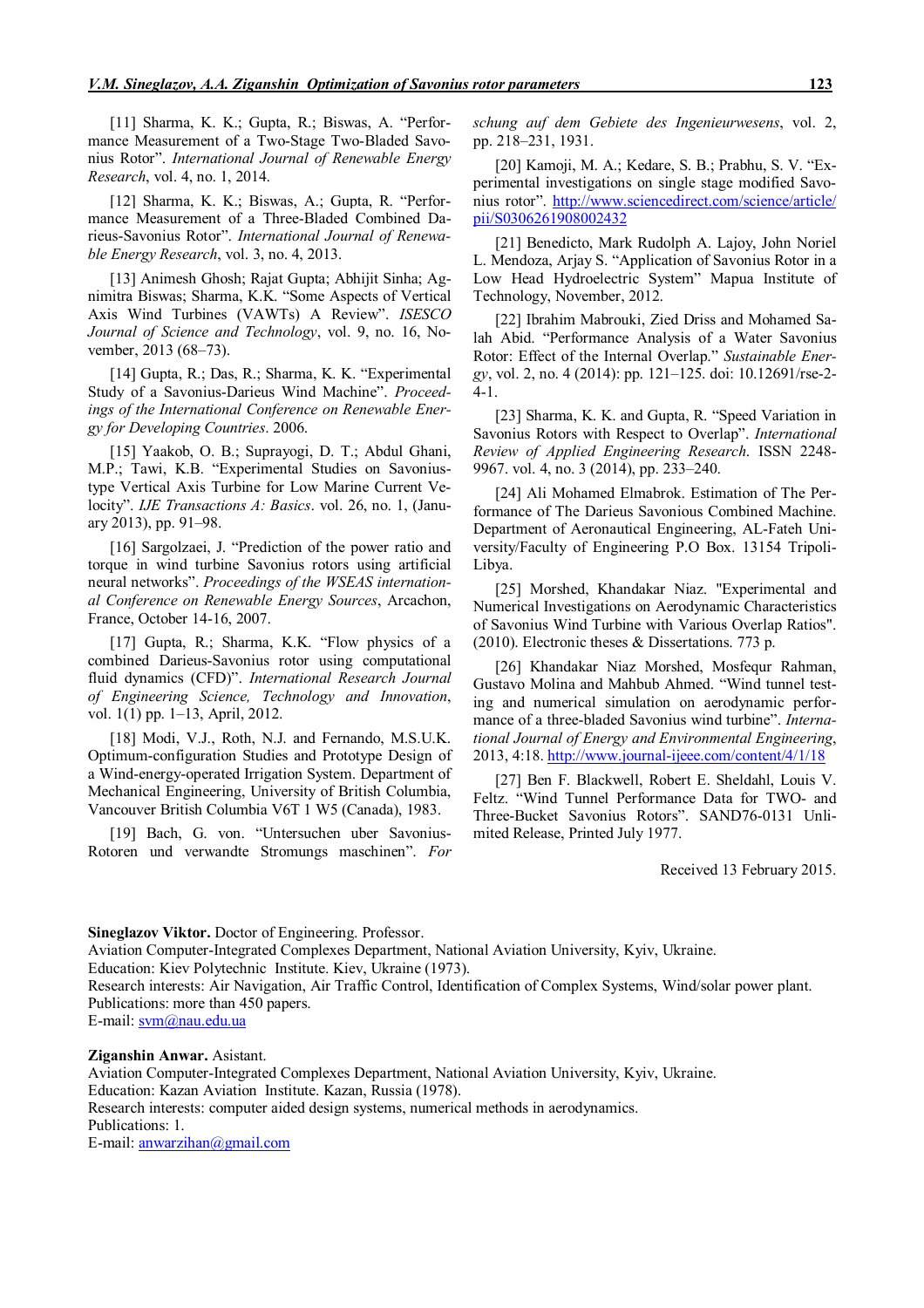[11] Sharma, K. K.; Gupta, R.; Biswas, A. "Performance Measurement of a Two-Stage Two-Bladed Savonius Rotor". *International Journal of Renewable Energy Research*, vol. 4, no. 1, 2014.

[12] Sharma, K. K.; Biswas, A.; Gupta, R. "Performance Measurement of a Three-Bladed Combined Darrieus-Savonius Rotor". *International Journal of Renewable Energy Research*, vol. 3, no. 4, 2013.

[13] Animesh Ghosh; Rajat Gupta; Abhijit Sinha; Agnimitra Biswas; Sharma, K.K. "Some Aspects of Vertical Axis Wind Turbines (VAWTs) A Review". *ISESCO Journal of Science and Technology*, vol. 9, no. 16, November, 2013 (68–73).

[14] Gupta, R.; Das, R.; Sharma, K. K. "Experimental Study of a Savonius-Darieus Wind Machine". *Proceedings of the International Conference on Renewable Energy for Developing Countries*. 2006.

[15] Yaakob, O. B.; Suprayogi, D. T.; Abdul Ghani, M.P.; Tawi, K.B. "Experimental Studies on Savonius-type Vertical Axis Turbine for Low Marine Current Velocity". *IJE Transactions A: Basics*. vol. 26, no. 1, (January 2013), pp. 91–98.

[16] Sargolzaei, J. "Prediction of the power ratio and torque in wind turbine Savonius rotors using artificial neural networks". *Proceedings of the WSEAS international Conference on Renewable Energy Sources*, Arcachon, France, October 14-16, 2007.

[17] Gupta, R.; Sharma, K.K. "Flow physics of a combined Darieus-Savonius rotor using computational fluid dynamics (CFD)". *International Research Journal of Engineering Science, Technology and Innovation*, vol. 1(1) pp. 1–13, April, 2012.

[18] Modi, V.J., Roth, N.J. and Fernando, M.S.U.K. Optimum-configuration Studies and Prototype Design of a Wind-energy-operated Irrigation System. Department of Mechanical Engineering, University of British Columbia, Vancouver British Columbia V6T 1 W5 (Canada), 1983.

[19] Bach, G. von. "Untersuchen uber Savonius-Rotoren und verwandte Stromungs maschinen". *Forschung auf dem Gebiete des Ingenieurwesens*, vol. 2, pp. 218–231, 1931.

[20] Kamoji, M. A.; Kedare, S. B.; Prabhu, S. V. "Experimental investigations on single stage modified Savonius rotor". http://www.sciencedirect.com/science/article/pii/S0306261908002432

[21] Benedicto, Mark Rudolph A. Lajoy, John Noriel L. Mendoza, Arjay S. "Application of Savonius Rotor in a Low Head Hydroelectric System" Mapua Institute of Technology, November, 2012.

[22] Ibrahim Mabrouki, Zied Driss and Mohamed Salah Abid. "Performance Analysis of a Water Savonius Rotor: Effect of the Internal Overlap." *Sustainable Energy*, vol. 2, no. 4 (2014): pp. 121–125. doi: 10.12691/rse-2-4-1.

[23] Sharma, K. K. and Gupta, R. "Speed Variation in Savonius Rotors with Respect to Overlap". *International Review of Applied Engineering Research*. ISSN 2248-9967. vol. 4, no. 3 (2014), pp. 233–240.

[24] Ali Mohamed Elmabrok. Estimation of The Performance of The Darieus Savonious Combined Machine. Department of Aeronautical Engineering, AL-Fateh University/Faculty of Engineering P.O Box. 13154 Tripoli-Libya.

[25] Morshed, Khandakar Niaz. "Experimental and Numerical Investigations on Aerodynamic Characteristics of Savonius Wind Turbine with Various Overlap Ratios". (2010). Electronic theses & Dissertations. 773 p.

[26] Khandakar Niaz Morshed, Mosfequr Rahman, Gustavo Molina and Mahbub Ahmed. "Wind tunnel testing and numerical simulation on aerodynamic performance of a three-bladed Savonius wind turbine". *International Journal of Energy and Environmental Engineering*, 2013, 4:18. http://www.journal-ijeee.com/content/4/1/18

[27] Ben F. Blackwell, Robert E. Sheldahl, Louis V. Feltz. "Wind Tunnel Performance Data for TWO- and Three-Bucket Savonius Rotors". SAND76-0131 Unlimited Release, Printed July 1977.

Received 13 February 2015.

**Sineglazov Viktor.** Doctor of Engineering. Professor.
Aviation Computer-Integrated Complexes Department, National Aviation University, Kyiv, Ukraine.
Education: Kiev Polytechnic Institute. Kiev, Ukraine (1973).
Research interests: Air Navigation, Air Traffic Control, Identification of Complex Systems, Wind/solar power plant.
Publications: more than 450 papers.
E-mail: svm@nau.edu.ua

**Ziganshin Anwar.** Asistant.
Aviation Computer-Integrated Complexes Department, National Aviation University, Kyiv, Ukraine.
Education: Kazan Aviation Institute. Kazan, Russia (1978).
Research interests: computer aided design systems, numerical methods in aerodynamics.
Publications: 1.
E-mail: anwarzihan@gmail.com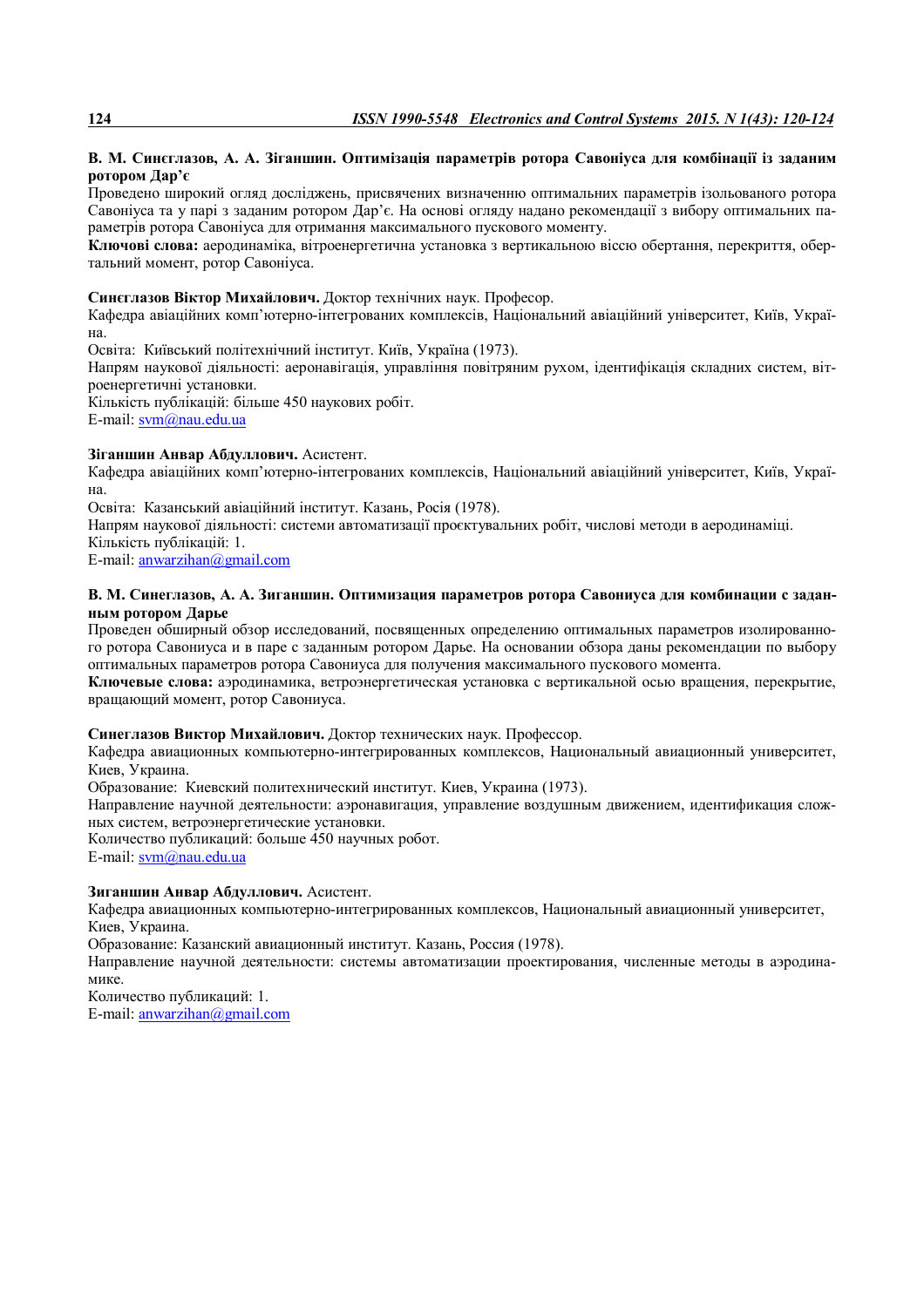**В. М. Синєглазов, А. А. Зіганшин. Оптимізація параметрів ротора Савоніуса для комбінації із заданим ротором Дар'є**

Проведено широкий огляд досліджень, присвячених визначенню оптимальних параметрів ізольованого ротора Савоніуса та у парі з заданим ротором Дар'є. На основі огляду надано рекомендації з вибору оптимальних параметрів ротора Савоніуса для отримання максимального пускового моменту.

**Ключові слова:** аеродинаміка, вітроенергетична установка з вертикальною віссю обертання, перекриття, обертальний момент, ротор Савоніуса.

**Синєглазов Віктор Михайлович.** Доктор технічних наук. Професор.

Кафедра авіаційних комп'ютерно-інтегрованих комплексів, Національний авіаційний університет, Київ, Україна.

Освіта: Київський політехнічний інститут. Київ, Україна (1973).

Напрям наукової діяльності: аеронавігація, управління повітряним рухом, ідентифікація складних систем, вітроенергетичні установки.

Кількість публікацій: більше 450 наукових робіт.

E-mail: svm@nau.edu.ua

**Зіганшин Анвар Абдуллович.** Асистент.

Кафедра авіаційних комп'ютерно-інтегрованих комплексів, Національний авіаційний університет, Київ, Україна.

Освіта: Казанський авіаційний інститут. Казань, Росія (1978).

Напрям наукової діяльності: системи автоматизації проєктувальних робіт, числові методи в аеродинаміці.

Кількість публікацій: 1.

E-mail: anwarzihan@gmail.com

**В. М. Синеглазов, А. А. Зиганшин. Оптимизация параметров ротора Савониуса для комбинации с заданным ротором Дарье**

Проведен обширный обзор исследований, посвященных определению оптимальных параметров изолированного ротора Савониуса и в паре с заданным ротором Дарье. На основании обзора даны рекомендации по выбору оптимальных параметров ротора Савониуса для получения максимального пускового момента.

**Ключевые слова:** аэродинамика, ветроэнергетическая установка с вертикальной осью вращения, перекрытие, вращающий момент, ротор Савониуса.

**Синеглазов Виктор Михайлович.** Доктор технических наук. Профессор.

Кафедра авиационных компьютерно-интегрированных комплексов, Национальный авиационный университет, Киев, Украина.

Образование: Киевский политехнический институт. Киев, Украина (1973).

Направление научной деятельности: аэронавигация, управление воздушным движением, идентификация сложных систем, ветроэнергетические установки.

Количество публикаций: больше 450 научных робот.

E-mail: svm@nau.edu.ua

**Зиганшин Анвар Абдуллович.** Асистент.

Кафедра авиационных компьютерно-интегрированных комплексов, Национальный авиационный университет, Киев, Украина.

Образование: Казанский авиационный институт. Казань, Россия (1978).

Направление научной деятельности: системы автоматизации проектирования, численные методы в аэродинамике.

Количество публикаций: 1.

E-mail: anwarzihan@gmail.com